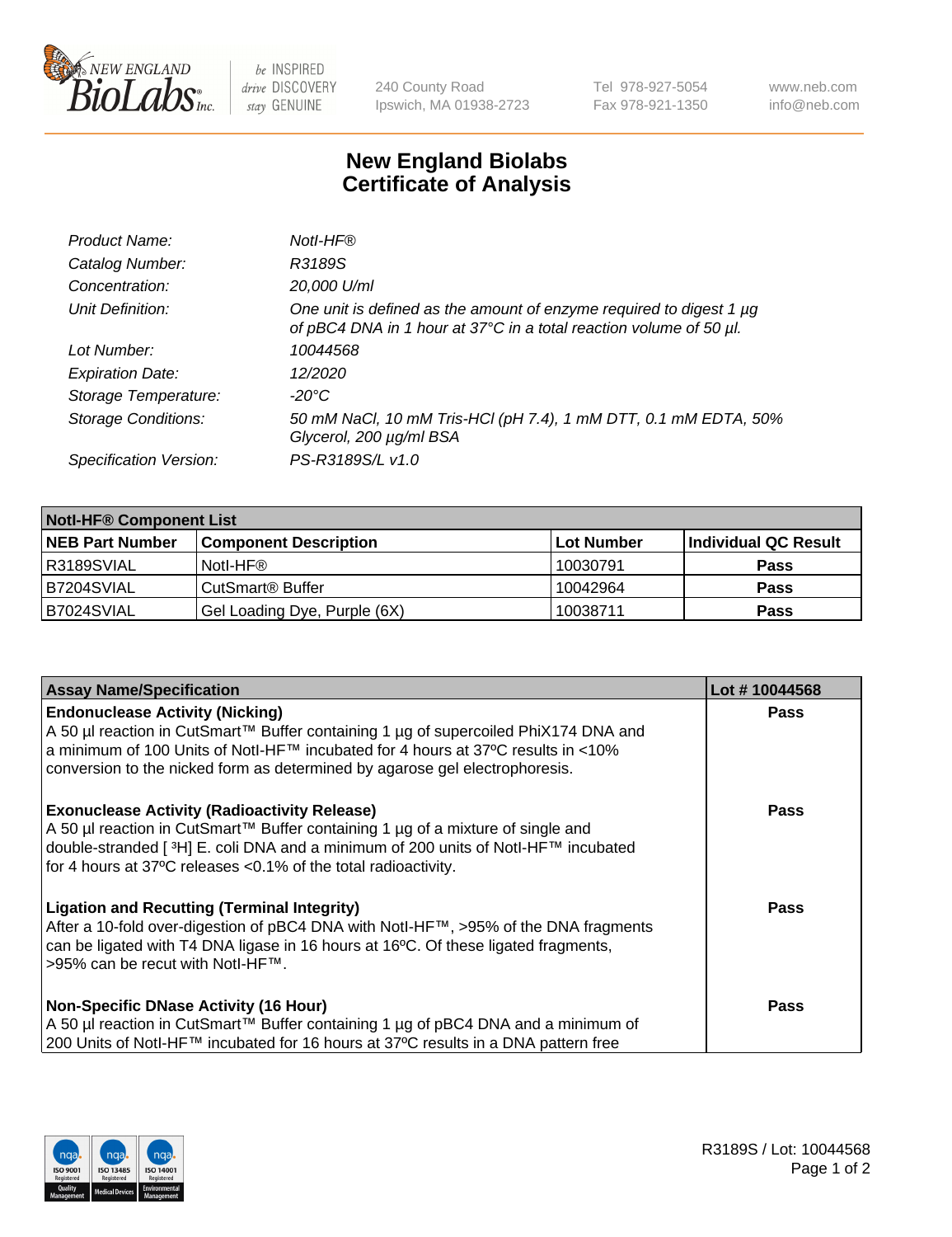New England BioLabs Inc. — be INSPIRED drive DISCOVERY stay GENUINE

240 County Road
Ipswich, MA 01938-2723

Tel 978-927-5054
Fax 978-921-1350

www.neb.com
info@neb.com

# New England Biolabs
# Certificate of Analysis

| | |
|---|---|
| *Product Name:* | *NotI-HF®* |
| *Catalog Number:* | *R3189S* |
| *Concentration:* | *20,000 U/ml* |
| *Unit Definition:* | *One unit is defined as the amount of enzyme required to digest 1 µg of pBC4 DNA in 1 hour at 37°C in a total reaction volume of 50 µl.* |
| *Lot Number:* | *10044568* |
| *Expiration Date:* | *12/2020* |
| *Storage Temperature:* | *-20°C* |
| *Storage Conditions:* | *50 mM NaCl, 10 mM Tris-HCl (pH 7.4), 1 mM DTT, 0.1 mM EDTA, 50% Glycerol, 200 µg/ml BSA* |
| *Specification Version:* | *PS-R3189S/L v1.0* |

| **NotI-HF® Component List** | | | |
|---|---|---|---|
| **NEB Part Number** | **Component Description** | **Lot Number** | **Individual QC Result** |
| R3189SVIAL | NotI-HF® | 10030791 | **Pass** |
| B7204SVIAL | CutSmart® Buffer | 10042964 | **Pass** |
| B7024SVIAL | Gel Loading Dye, Purple (6X) | 10038711 | **Pass** |

| **Assay Name/Specification** | **Lot # 10044568** |
|---|---|
| **Endonuclease Activity (Nicking)** A 50 µl reaction in CutSmart™ Buffer containing 1 µg of supercoiled PhiX174 DNA and a minimum of 100 Units of NotI-HF™ incubated for 4 hours at 37ºC results in <10% conversion to the nicked form as determined by agarose gel electrophoresis. | **Pass** |
| **Exonuclease Activity (Radioactivity Release)** A 50 µl reaction in CutSmart™ Buffer containing 1 µg of a mixture of single and double-stranded [ $^{3}$H] E. coli DNA and a minimum of 200 units of NotI-HF™ incubated for 4 hours at 37ºC releases <0.1% of the total radioactivity. | **Pass** |
| **Ligation and Recutting (Terminal Integrity)** After a 10-fold over-digestion of pBC4 DNA with NotI-HF™, >95% of the DNA fragments can be ligated with T4 DNA ligase in 16 hours at 16ºC. Of these ligated fragments, >95% can be recut with NotI-HF™. | **Pass** |
| **Non-Specific DNase Activity (16 Hour)** A 50 µl reaction in CutSmart™ Buffer containing 1 µg of pBC4 DNA and a minimum of 200 Units of NotI-HF™ incubated for 16 hours at 37ºC results in a DNA pattern free | **Pass** |

R3189S / Lot: 10044568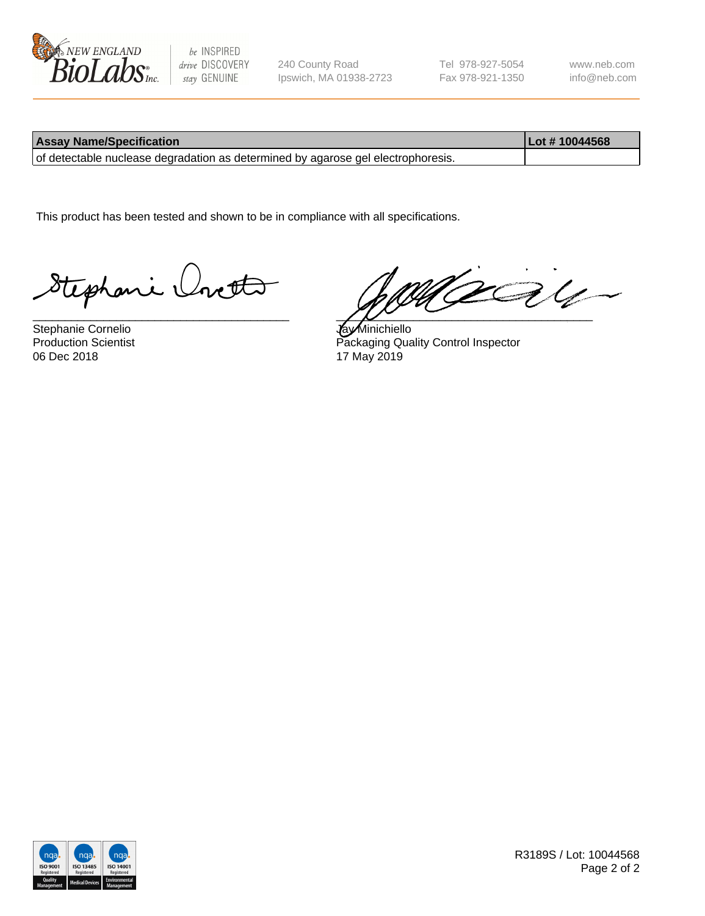| Assay Name/Specification | Lot # 10044568 |
|---|---|
| of detectable nuclease degradation as determined by agarose gel electrophoresis. | |

This product has been tested and shown to be in compliance with all specifications.

Stephanie Cornelio
Production Scientist
06 Dec 2018

Jay Minichiello
Packaging Quality Control Inspector
17 May 2019

R3189S / Lot: 10044568